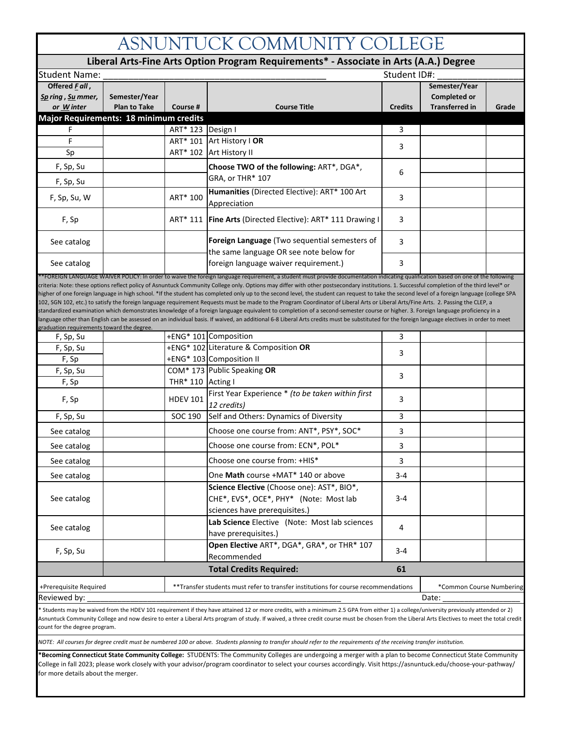# ASNUNTUCK COMMUNITY COLLEGE

## Liberal Arts-Fine Arts Option Program Requirements* - Associate in Arts (A.A.) Degree

Student Name: ____________________________________________ Student ID#: ______________

| Offered *F all*, *Sp ring*, *Su mmer*, or *W inter* | Semester/Year Plan to Take | Course # | Course Title | Credits | Semester/Year Completed or Transferred in | Grade |
|---|---|---|---|---|---|---|
| **Major Requirements: 18 minimum credits** | | | | | | |
| F | | ART* 123 | Design I | 3 | | |
| F | | ART* 101 | Art History I **OR** | 3 | | |
| Sp | | ART* 102 | Art History II | | | |
| F, Sp, Su | | | **Choose TWO of the following:** ART*, DGA*, GRA, or THR* 107 | 6 | | |
| F, Sp, Su | | | | | | |
| F, Sp, Su, W | | ART* 100 | **Humanities** (Directed Elective): ART* 100 Art Appreciation | 3 | | |
| F, Sp | | ART* 111 | **Fine Arts** (Directed Elective): ART* 111 Drawing I | 3 | | |
| See catalog | | | **Foreign Language** (Two sequential semesters of the same language OR see note below for foreign language waiver requirement.) | 3 | | |
| See catalog | | | | 3 | | |

**FOREIGN LANGUAGE WAIVER POLICY: In order to waive the foreign language requirement, a student must provide documentation indicating qualification based on one of the following criteria: Note: these options reflect policy of Asnuntuck Community College only. Options may differ with other postsecondary institutions. 1. Successful completion of the third level* or higher of one foreign language in high school. *If the student has completed only up to the second level, the student can request to take the second level of a foreign language (college SPA 102, SGN 102, etc.) to satisfy the foreign language requirement Requests must be made to the Program Coordinator of Liberal Arts or Liberal Arts/Fine Arts. 2. Passing the CLEP, a standardized examination which demonstrates knowledge of a foreign language equivalent to completion of a second-semester course or higher. 3. Foreign language proficiency in a language other than English can be assessed on an individual basis. If waived, an additional 6-8 Liberal Arts credits must be substituted for the foreign language electives in order to meet graduation requirements toward the degree.

| Offered | Semester/Year Plan to Take | Course # | Course Title | Credits | Semester/Year Completed or Transferred in | Grade |
|---|---|---|---|---|---|---|
| F, Sp, Su | | +ENG* 101 | Composition | 3 | | |
| F, Sp, Su | | +ENG* 102 | Literature & Composition **OR** | 3 | | |
| F, Sp | | +ENG* 103 | Composition II | | | |
| F, Sp, Su | | COM* 173 | Public Speaking **OR** | 3 | | |
| F, Sp | | THR* 110 | Acting I | | | |
| F, Sp | | HDEV 101 | First Year Experience * *(to be taken within first 12 credits)* | 3 | | |
| F, Sp, Su | | SOC 190 | Self and Others: Dynamics of Diversity | 3 | | |
| See catalog | | | Choose one course from: ANT*, PSY*, SOC* | 3 | | |
| See catalog | | | Choose one course from: ECN*, POL* | 3 | | |
| See catalog | | | Choose one course from: +HIS* | 3 | | |
| See catalog | | | One **Math** course +MAT* 140 or above | 3-4 | | |
| See catalog | | | **Science Elective** (Choose one): AST*, BIO*, CHE*, EVS*, OCE*, PHY* (Note: Most lab sciences have prerequisites.) | 3-4 | | |
| See catalog | | | **Lab Science** Elective (Note: Most lab sciences have prerequisites.) | 4 | | |
| F, Sp, Su | | | **Open Elective** ART*, DGA*, GRA*, or THR* 107 Recommended | 3-4 | | |
| | | | **Total Credits Required:** | **61** | | |

+Prerequisite Required | **Transfer students must refer to transfer institutions for course recommendations | *Common Course Numbering

Reviewed by: ____________________________________________ Date: ________________

\* Students may be waived from the HDEV 101 requirement if they have attained 12 or more credits, with a minimum 2.5 GPA from either 1) a college/university previously attended or 2) Asnuntuck Community College and now desire to enter a Liberal Arts program of study. If waived, a three credit course must be chosen from the Liberal Arts Electives to meet the total credit count for the degree program.

*NOTE: All courses for degree credit must be numbered 100 or above. Students planning to transfer should refer to the requirements of the receiving transfer institution.*

***Becoming Connecticut State Community College:** STUDENTS: The Community Colleges are undergoing a merger with a plan to become Connecticut State Community College in fall 2023; please work closely with your advisor/program coordinator to select your courses accordingly. Visit https://asnuntuck.edu/choose-your-pathway/ for more details about the merger.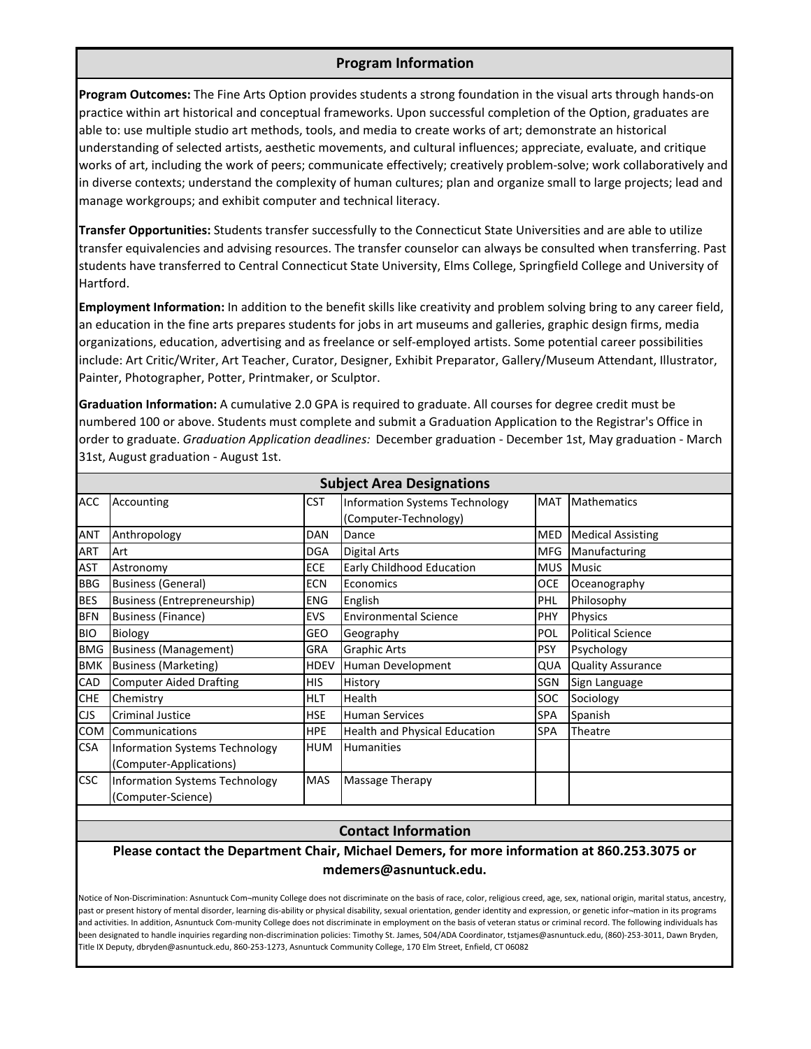## Program Information

**Program Outcomes:** The Fine Arts Option provides students a strong foundation in the visual arts through hands-on practice within art historical and conceptual frameworks. Upon successful completion of the Option, graduates are able to: use multiple studio art methods, tools, and media to create works of art; demonstrate an historical understanding of selected artists, aesthetic movements, and cultural influences; appreciate, evaluate, and critique works of art, including the work of peers; communicate effectively; creatively problem-solve; work collaboratively and in diverse contexts; understand the complexity of human cultures; plan and organize small to large projects; lead and manage workgroups; and exhibit computer and technical literacy.

**Transfer Opportunities:** Students transfer successfully to the Connecticut State Universities and are able to utilize transfer equivalencies and advising resources. The transfer counselor can always be consulted when transferring. Past students have transferred to Central Connecticut State University, Elms College, Springfield College and University of Hartford.

**Employment Information:** In addition to the benefit skills like creativity and problem solving bring to any career field, an education in the fine arts prepares students for jobs in art museums and galleries, graphic design firms, media organizations, education, advertising and as freelance or self-employed artists. Some potential career possibilities include: Art Critic/Writer, Art Teacher, Curator, Designer, Exhibit Preparator, Gallery/Museum Attendant, Illustrator, Painter, Photographer, Potter, Printmaker, or Sculptor.

**Graduation Information:** A cumulative 2.0 GPA is required to graduate. All courses for degree credit must be numbered 100 or above. Students must complete and submit a Graduation Application to the Registrar's Office in order to graduate. *Graduation Application deadlines:* December graduation - December 1st, May graduation - March 31st, August graduation - August 1st.

## Subject Area Designations

| | | | | | |
|---|---|---|---|---|---|
| ACC | Accounting | CST | Information Systems Technology (Computer-Technology) | MAT | Mathematics |
| ANT | Anthropology | DAN | Dance | MED | Medical Assisting |
| ART | Art | DGA | Digital Arts | MFG | Manufacturing |
| AST | Astronomy | ECE | Early Childhood Education | MUS | Music |
| BBG | Business (General) | ECN | Economics | OCE | Oceanography |
| BES | Business (Entrepreneurship) | ENG | English | PHL | Philosophy |
| BFN | Business (Finance) | EVS | Environmental Science | PHY | Physics |
| BIO | Biology | GEO | Geography | POL | Political Science |
| BMG | Business (Management) | GRA | Graphic Arts | PSY | Psychology |
| BMK | Business (Marketing) | HDEV | Human Development | QUA | Quality Assurance |
| CAD | Computer Aided Drafting | HIS | History | SGN | Sign Language |
| CHE | Chemistry | HLT | Health | SOC | Sociology |
| CJS | Criminal Justice | HSE | Human Services | SPA | Spanish |
| COM | Communications | HPE | Health and Physical Education | SPA | Theatre |
| CSA | Information Systems Technology (Computer-Applications) | HUM | Humanities | | |
| CSC | Information Systems Technology (Computer-Science) | MAS | Massage Therapy | | |

## Contact Information

**Please contact the Department Chair, Michael Demers, for more information at 860.253.3075 or mdemers@asnuntuck.edu.**

Notice of Non-Discrimination: Asnuntuck Com¬munity College does not discriminate on the basis of race, color, religious creed, age, sex, national origin, marital status, ancestry, past or present history of mental disorder, learning dis-ability or physical disability, sexual orientation, gender identity and expression, or genetic infor¬mation in its programs and activities. In addition, Asnuntuck Com-munity College does not discriminate in employment on the basis of veteran status or criminal record. The following individuals has been designated to handle inquiries regarding non-discrimination policies: Timothy St. James, 504/ADA Coordinator, tstjames@asnuntuck.edu, (860)-253-3011, Dawn Bryden, Title IX Deputy, dbryden@asnuntuck.edu, 860-253-1273, Asnuntuck Community College, 170 Elm Street, Enfield, CT 06082